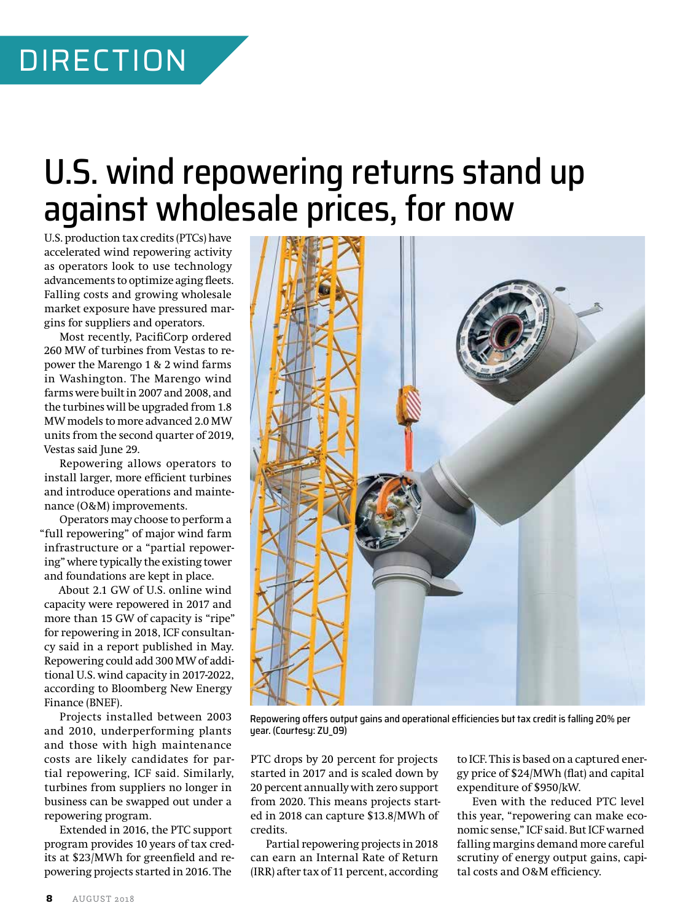# U.S. wind repowering returns stand up against wholesale prices, for now

U.S. production tax credits (PTCs) have accelerated wind repowering activity as operators look to use technology advancements to optimize aging fleets. Falling costs and growing wholesale market exposure have pressured margins for suppliers and operators.

Most recently, PacifiCorp ordered 260 MW of turbines from Vestas to repower the Marengo 1 & 2 wind farms in Washington. The Marengo wind farms were built in 2007 and 2008, and the turbines will be upgraded from 1.8 MW models to more advanced 2.0 MW units from the second quarter of 2019, Vestas said June 29.

Repowering allows operators to install larger, more efficient turbines and introduce operations and maintenance (O&M) improvements.

Operators may choose to perform a "full repowering" of major wind farm infrastructure or a "partial repowering" where typically the existing tower and foundations are kept in place.

About 2.1 GW of U.S. online wind capacity were repowered in 2017 and more than 15 GW of capacity is "ripe" for repowering in 2018, ICF consultancy said in a report published in May. Repowering could add 300 MW of additional U.S. wind capacity in 2017-2022, according to Bloomberg New Energy Finance (BNEF).

Projects installed between 2003 and 2010, underperforming plants and those with high maintenance costs are likely candidates for partial repowering, ICF said. Similarly, turbines from suppliers no longer in business can be swapped out under a repowering program.

Extended in 2016, the PTC support program provides 10 years of tax credits at $23/MWh for greenfield and repowering projects started in 2016. The PTC drops by 20 percent for projects started in 2017 and is scaled down by 20 percent annually with zero support from 2020. This means projects started in 2018 can capture $13.8/MWh of credits.

Partial repowering projects in 2018 can earn an Internal Rate of Return (IRR) after tax of 11 percent, according to ICF. This is based on a captured energy price of $24/MWh (flat) and capital expenditure of $950/kW.

Even with the reduced PTC level this year, "repowering can make economic sense," ICF said. But ICF warned falling margins demand more careful scrutiny of energy output gains, capital costs and O&M efficiency.

Repowering offers output gains and operational efficiencies but tax credit is falling 20% per year. (Courtesy: ZU_09)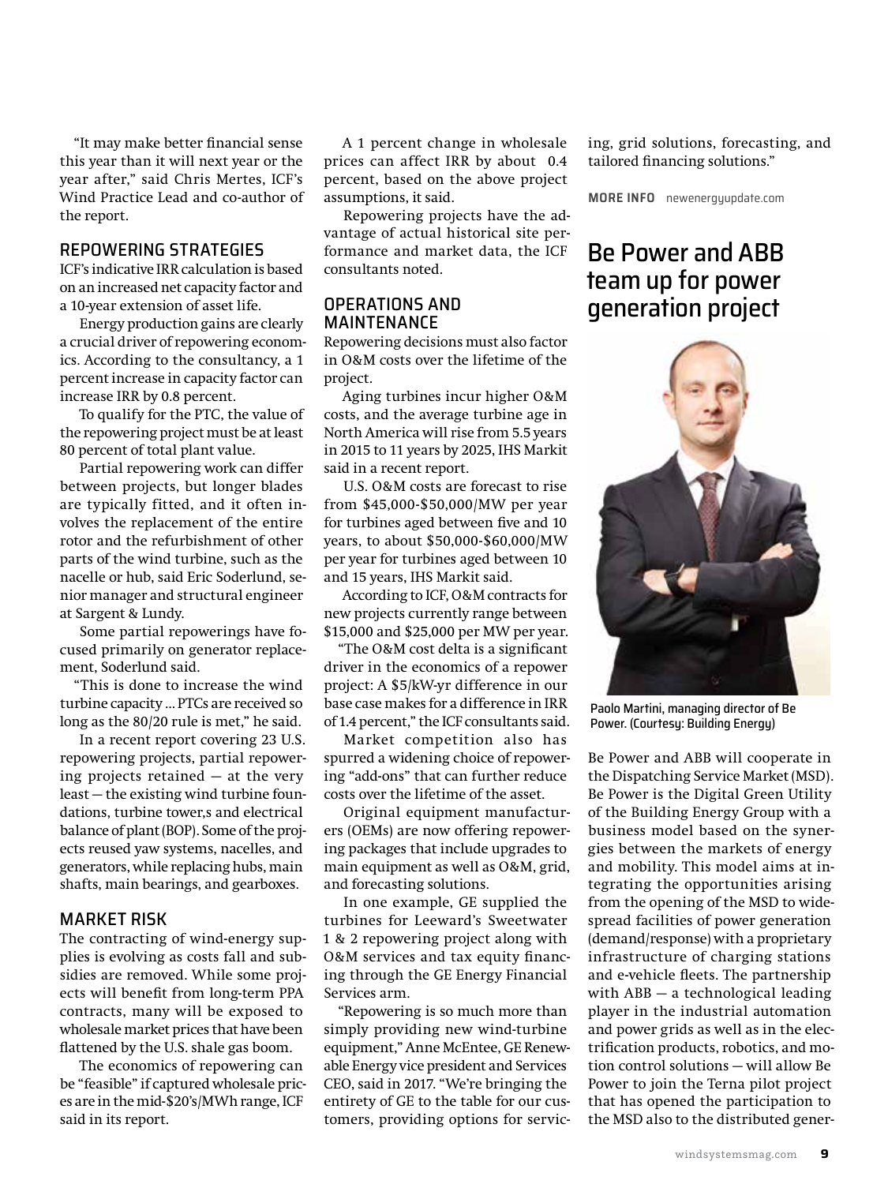"It may make better financial sense this year than it will next year or the year after," said Chris Mertes, ICF's Wind Practice Lead and co-author of the report.

## REPOWERING STRATEGIES

ICF's indicative IRR calculation is based on an increased net capacity factor and a 10-year extension of asset life.

Energy production gains are clearly a crucial driver of repowering economics. According to the consultancy, a 1 percent increase in capacity factor can increase IRR by 0.8 percent.

To qualify for the PTC, the value of the repowering project must be at least 80 percent of total plant value.

Partial repowering work can differ between projects, but longer blades are typically fitted, and it often involves the replacement of the entire rotor and the refurbishment of other parts of the wind turbine, such as the nacelle or hub, said Eric Soderlund, senior manager and structural engineer at Sargent & Lundy.

Some partial repowerings have focused primarily on generator replacement, Soderlund said.

"This is done to increase the wind turbine capacity ... PTCs are received so long as the 80/20 rule is met," he said.

In a recent report covering 23 U.S. repowering projects, partial repowering projects retained — at the very least — the existing wind turbine foundations, turbine tower,s and electrical balance of plant (BOP). Some of the projects reused yaw systems, nacelles, and generators, while replacing hubs, main shafts, main bearings, and gearboxes.

## MARKET RISK

The contracting of wind-energy supplies is evolving as costs fall and subsidies are removed. While some projects will benefit from long-term PPA contracts, many will be exposed to wholesale market prices that have been flattened by the U.S. shale gas boom.

The economics of repowering can be "feasible" if captured wholesale prices are in the mid-$20's/MWh range, ICF said in its report.

A 1 percent change in wholesale prices can affect IRR by about 0.4 percent, based on the above project assumptions, it said.

Repowering projects have the advantage of actual historical site performance and market data, the ICF consultants noted.

## OPERATIONS AND MAINTENANCE

Repowering decisions must also factor in O&M costs over the lifetime of the project.

Aging turbines incur higher O&M costs, and the average turbine age in North America will rise from 5.5 years in 2015 to 11 years by 2025, IHS Markit said in a recent report.

U.S. O&M costs are forecast to rise from $45,000-$50,000/MW per year for turbines aged between five and 10 years, to about $50,000-$60,000/MW per year for turbines aged between 10 and 15 years, IHS Markit said.

According to ICF, O&M contracts for new projects currently range between $15,000 and $25,000 per MW per year.

"The O&M cost delta is a significant driver in the economics of a repower project: A $5/kW-yr difference in our base case makes for a difference in IRR of 1.4 percent," the ICF consultants said.

Market competition also has spurred a widening choice of repowering "add-ons" that can further reduce costs over the lifetime of the asset.

Original equipment manufacturers (OEMs) are now offering repowering packages that include upgrades to main equipment as well as O&M, grid, and forecasting solutions.

In one example, GE supplied the turbines for Leeward's Sweetwater 1 & 2 repowering project along with O&M services and tax equity financing through the GE Energy Financial Services arm.

"Repowering is so much more than simply providing new wind-turbine equipment," Anne McEntee, GE Renewable Energy vice president and Services CEO, said in 2017. "We're bringing the entirety of GE to the table for our customers, providing options for servicing, grid solutions, forecasting, and tailored financing solutions."

**MORE INFO** newenergyupdate.com

# Be Power and ABB team up for power generation project

Paolo Martini, managing director of Be Power. (Courtesy: Building Energy)

Be Power and ABB will cooperate in the Dispatching Service Market (MSD). Be Power is the Digital Green Utility of the Building Energy Group with a business model based on the synergies between the markets of energy and mobility. This model aims at integrating the opportunities arising from the opening of the MSD to widespread facilities of power generation (demand/response) with a proprietary infrastructure of charging stations and e-vehicle fleets. The partnership with ABB — a technological leading player in the industrial automation and power grids as well as in the electrification products, robotics, and motion control solutions — will allow Be Power to join the Terna pilot project that has opened the participation to the MSD also to the distributed gener-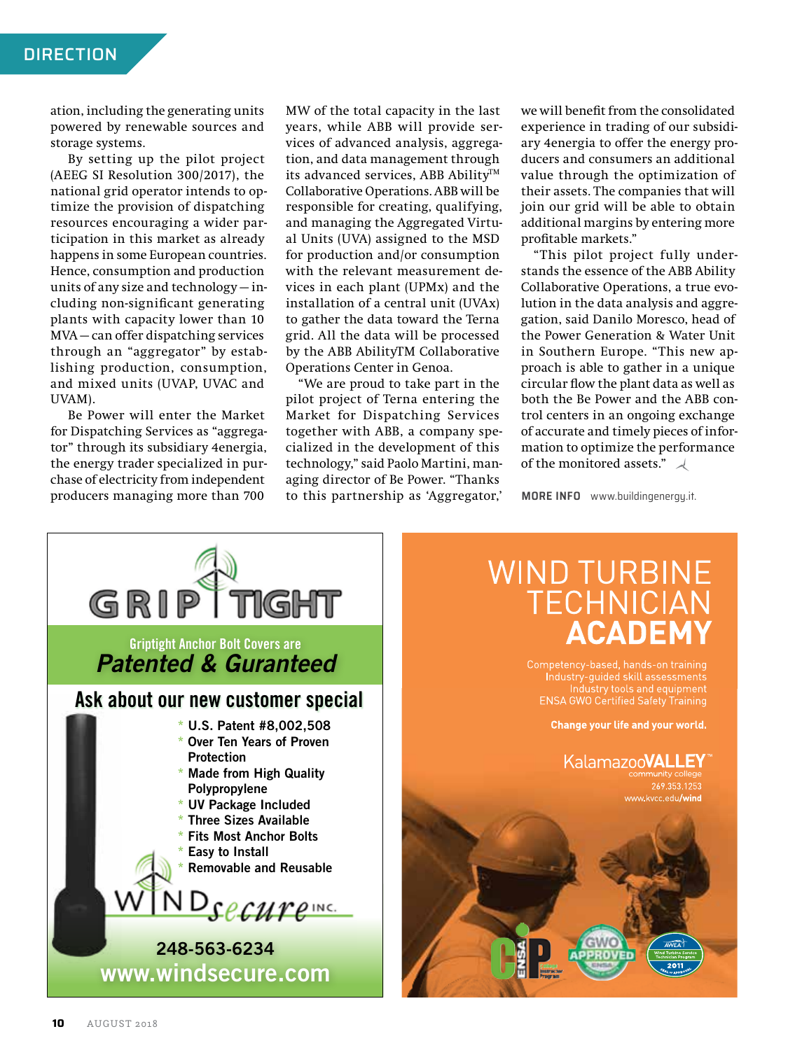ation, including the generating units powered by renewable sources and storage systems.

By setting up the pilot project (AEEG SI Resolution 300/2017), the national grid operator intends to optimize the provision of dispatching resources encouraging a wider participation in this market as already happens in some European countries. Hence, consumption and production units of any size and technology — including non-significant generating plants with capacity lower than 10 MVA — can offer dispatching services through an "aggregator" by establishing production, consumption, and mixed units (UVAP, UVAC and UVAM).

Be Power will enter the Market for Dispatching Services as "aggregator" through its subsidiary 4energia, the energy trader specialized in purchase of electricity from independent producers managing more than 700 MW of the total capacity in the last years, while ABB will provide services of advanced analysis, aggregation, and data management through its advanced services, ABB Ability™ Collaborative Operations. ABB will be responsible for creating, qualifying, and managing the Aggregated Virtual Units (UVA) assigned to the MSD for production and/or consumption with the relevant measurement devices in each plant (UPMx) and the installation of a central unit (UVAx) to gather the data toward the Terna grid. All the data will be processed by the ABB AbilityTM Collaborative Operations Center in Genoa.

"We are proud to take part in the pilot project of Terna entering the Market for Dispatching Services together with ABB, a company specialized in the development of this technology," said Paolo Martini, managing director of Be Power. "Thanks to this partnership as 'Aggregator,' we will benefit from the consolidated experience in trading of our subsidiary 4energia to offer the energy producers and consumers an additional value through the optimization of their assets. The companies that will join our grid will be able to obtain additional margins by entering more profitable markets."

"This pilot project fully understands the essence of the ABB Ability Collaborative Operations, a true evolution in the data analysis and aggregation, said Danilo Moresco, head of the Power Generation & Water Unit in Southern Europe. "This new approach is able to gather in a unique circular flow the plant data as well as both the Be Power and the ABB control centers in an ongoing exchange of accurate and timely pieces of information to optimize the performance of the monitored assets."

**MORE INFO** www.buildingenergy.it.

GRIPTIGHT

Griptight Anchor Bolt Covers are
***Patented & Guranteed***

**Ask about our new customer special**

- U.S. Patent #8,002,508
- Over Ten Years of Proven Protection
- Made from High Quality Polypropylene
- UV Package Included
- Three Sizes Available
- Fits Most Anchor Bolts
- Easy to Install
- Removable and Reusable

WINDsecure INC.

248-563-6234
www.windsecure.com

# WIND TURBINE TECHNICIAN ACADEMY

Competency-based, hands-on training
Industry-guided skill assessments
Industry tools and equipment
ENSA GWO Certified Safety Training

**Change your life and your world.**

KalamazooVALLEY community college
269.353.1253
www.kvcc.edu/wind